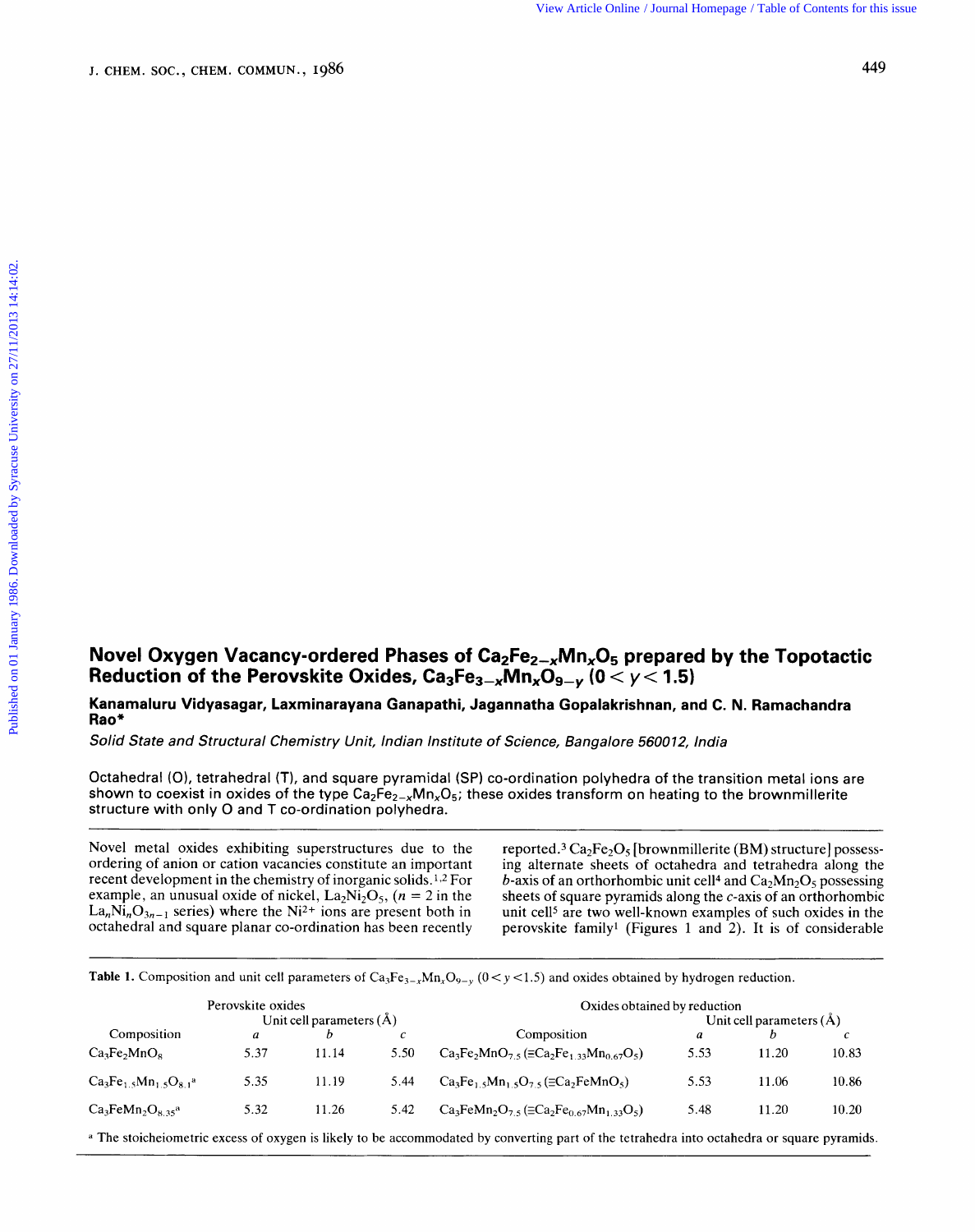# Novel Oxygen Vacancy-ordered Phases of $Ca_2Fe_{2-x}Mn_xO_5$ prepared by the Topotactic Reduction of the Perovskite Oxides, $Ca_3Fe_{3-x}Mn_xO_{9-y}$ $(0 < y < 1.5)$

**Kanamaluru Vidyasagar, Laxminarayana Ganapathi, Jagannatha Gopalakrishnan, and C. N. Ramachandra Rao***

*Solid State and Structural Chemistry Unit, Indian Institute of Science, Bangalore 560012, India*

Octahedral (O), tetrahedral (T), and square pyramidal (SP) co-ordination polyhedra of the transition metal ions are shown to coexist in oxides of the type $Ca_2Fe_{2-x}Mn_xO_5$; these oxides transform on heating to the brownmillerite structure with only O and T co-ordination polyhedra.

Novel metal oxides exhibiting superstructures due to the ordering of anion or cation vacancies constitute an important recent development in the chemistry of inorganic solids.[1,2] For example, an unusual oxide of nickel, $La_2Ni_2O_5$, ($n = 2$ in the $La_nNi_nO_{3n-1}$ series) where the $Ni^{2+}$ ions are present both in octahedral and square planar co-ordination has been recently reported.[3] $Ca_2Fe_2O_5$ [brownmillerite (BM) structure] possessing alternate sheets of octahedra and tetrahedra along the *b*-axis of an orthorhombic unit cell[4] and $Ca_2Mn_2O_5$ possessing sheets of square pyramids along the *c*-axis of an orthorhombic unit cell[5] are two well-known examples of such oxides in the perovskite family[1] (Figures 1 and 2). It is of considerable

**Table 1.** Composition and unit cell parameters of $Ca_3Fe_{3-x}Mn_xO_{9-y}$ $(0 < y < 1.5)$ and oxides obtained by hydrogen reduction.

| Perovskite oxides | | | | Oxides obtained by reduction | | | |
|---|---|---|---|---|---|---|---|
| | Unit cell parameters (Å) | | | | Unit cell parameters (Å) | | |
| Composition | *a* | *b* | *c* | Composition | *a* | *b* | *c* |
| $Ca_3Fe_2MnO_8$ | 5.37 | 11.14 | 5.50 | $Ca_3Fe_2MnO_{7.5}$ ($\equiv Ca_2Fe_{1.33}Mn_{0.67}O_5$) | 5.53 | 11.20 | 10.83 |
| $Ca_3Fe_{1.5}Mn_{1.5}O_{8.1}$[a] | 5.35 | 11.19 | 5.44 | $Ca_3Fe_{1.5}Mn_{1.5}O_{7.5}$ ($\equiv Ca_2FeMnO_5$) | 5.53 | 11.06 | 10.86 |
| $Ca_3FeMn_2O_{8.35}$[a] | 5.32 | 11.26 | 5.42 | $Ca_3FeMn_2O_{7.5}$ ($\equiv Ca_2Fe_{0.67}Mn_{1.33}O_5$) | 5.48 | 11.20 | 10.20 |

[a] The stoicheiometric excess of oxygen is likely to be accommodated by converting part of the tetrahedra into octahedra or square pyramids.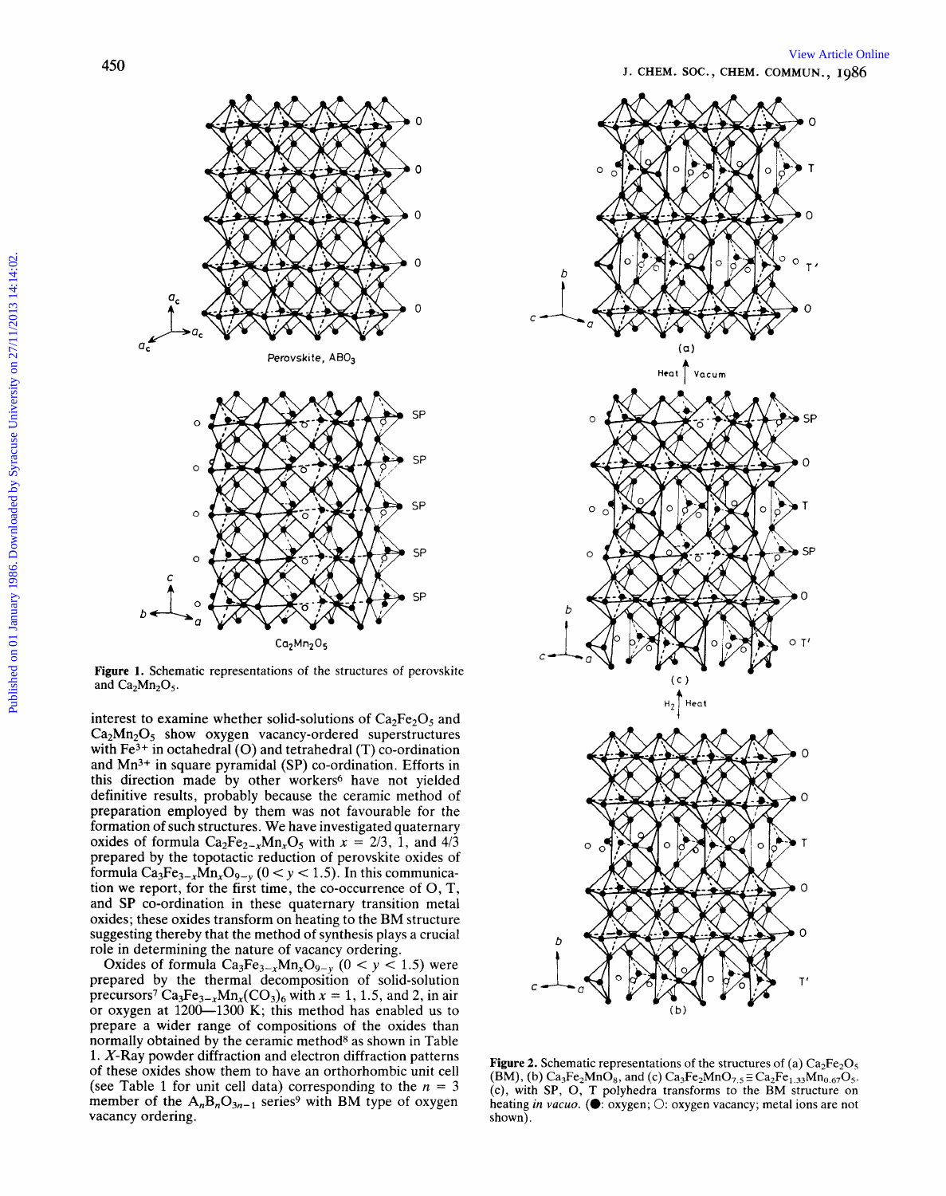**Figure 1.** Schematic representations of the structures of perovskite and $Ca_2Mn_2O_5$.

interest to examine whether solid-solutions of $Ca_2Fe_2O_5$ and $Ca_2Mn_2O_5$ show oxygen vacancy-ordered superstructures with $Fe^{3+}$ in octahedral (O) and tetrahedral (T) co-ordination and $Mn^{3+}$ in square pyramidal (SP) co-ordination. Efforts in this direction made by other workers[6] have not yielded definitive results, probably because the ceramic method of preparation employed by them was not favourable for the formation of such structures. We have investigated quaternary oxides of formula $Ca_2Fe_{2-x}Mn_xO_5$ with $x = 2/3$, 1, and 4/3 prepared by the topotactic reduction of perovskite oxides of formula $Ca_3Fe_{3-x}Mn_xO_{9-y}$ $(0 < y < 1.5)$. In this communication we report, for the first time, the co-occurrence of O, T, and SP co-ordination in these quaternary transition metal oxides; these oxides transform on heating to the BM structure suggesting thereby that the method of synthesis plays a crucial role in determining the nature of vacancy ordering.

Oxides of formula $Ca_3Fe_{3-x}Mn_xO_{9-y}$ $(0 < y < 1.5)$ were prepared by the thermal decomposition of solid-solution precursors[7] $Ca_3Fe_{3-x}Mn_x(CO_3)_6$ with $x = 1$, 1.5, and 2, in air or oxygen at 1200—1300 K; this method has enabled us to prepare a wider range of compositions of the oxides than normally obtained by the ceramic method[8] as shown in Table 1. X-Ray powder diffraction and electron diffraction patterns of these oxides show them to have an orthorhombic unit cell (see Table 1 for unit cell data) corresponding to the $n = 3$ member of the $A_nB_nO_{3n-1}$ series[9] with BM type of oxygen vacancy ordering.

**Figure 2.** Schematic representations of the structures of (a) $Ca_2Fe_2O_5$ (BM), (b) $Ca_3Fe_2MnO_8$, and (c) $Ca_3Fe_2MnO_{7.5} \equiv Ca_2Fe_{1.33}Mn_{0.67}O_5$. (c), with SP, O, T polyhedra transforms to the BM structure on heating *in vacuo*. (●: oxygen; ○: oxygen vacancy; metal ions are not shown).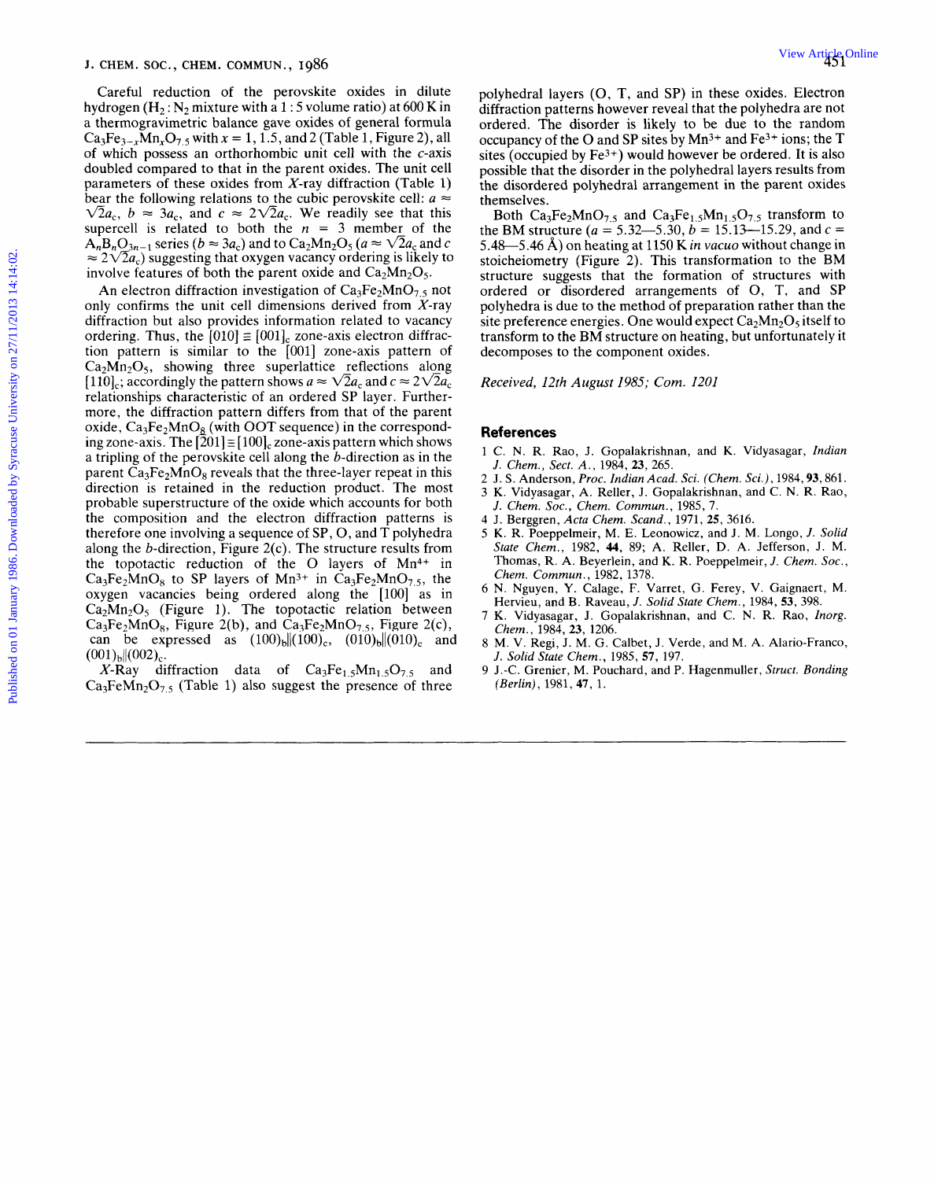Careful reduction of the perovskite oxides in dilute hydrogen ($H_2 : N_2$ mixture with a 1 : 5 volume ratio) at 600 K in a thermogravimetric balance gave oxides of general formula $Ca_3Fe_{3-x}Mn_xO_{7.5}$ with $x = 1, 1.5$, and 2 (Table 1, Figure 2), all of which possess an orthorhombic unit cell with the *c*-axis doubled compared to that in the parent oxides. The unit cell parameters of these oxides from *X*-ray diffraction (Table 1) bear the following relations to the cubic perovskite cell: $a \approx \sqrt{2}a_c$, $b \approx 3a_c$, and $c \approx 2\sqrt{2}a_c$. We readily see that this supercell is related to both the $n = 3$ member of the $A_nB_nO_{3n-1}$ series ($b \approx 3a_c$) and to $Ca_2Mn_2O_5$ ($a \approx \sqrt{2}a_c$ and $c \approx 2\sqrt{2}a_c$) suggesting that oxygen vacancy ordering is likely to involve features of both the parent oxide and $Ca_2Mn_2O_5$.

An electron diffraction investigation of $Ca_3Fe_2MnO_{7.5}$ not only confirms the unit cell dimensions derived from *X*-ray diffraction but also provides information related to vacancy ordering. Thus, the $[010] \equiv [001]_c$ zone-axis electron diffraction pattern is similar to the [001] zone-axis pattern of $Ca_2Mn_2O_5$, showing three superlattice reflections along $[110]_c$; accordingly the pattern shows $a \approx \sqrt{2}a_c$ and $c \approx 2\sqrt{2}a_c$ relationships characteristic of an ordered SP layer. Furthermore, the diffraction pattern differs from that of the parent oxide, $Ca_3Fe_2MnO_8$ (with OOT sequence) in the corresponding zone-axis. The $[\bar{2}01] \equiv [100]_c$ zone-axis pattern which shows a tripling of the perovskite cell along the *b*-direction as in the parent $Ca_3Fe_2MnO_8$ reveals that the three-layer repeat in this direction is retained in the reduction product. The most probable superstructure of the oxide which accounts for both the composition and the electron diffraction patterns is therefore one involving a sequence of SP, O, and T polyhedra along the *b*-direction, Figure 2(c). The structure results from the topotactic reduction of the O layers of $Mn^{4+}$ in $Ca_3Fe_2MnO_8$ to SP layers of $Mn^{3+}$ in $Ca_3Fe_2MnO_{7.5}$, the oxygen vacancies being ordered along the [100] as in $Ca_2Mn_2O_5$ (Figure 1). The topotactic relation between $Ca_3Fe_2MnO_8$, Figure 2(b), and $Ca_3Fe_2MnO_{7.5}$, Figure 2(c), can be expressed as $(100)_b \| (100)_c$, $(010)_b \| (010)_c$ and $(001)_b \| (002)_c$.

*X*-Ray diffraction data of $Ca_3Fe_{1.5}Mn_{1.5}O_{7.5}$ and $Ca_3FeMn_2O_{7.5}$ (Table 1) also suggest the presence of three polyhedral layers (O, T, and SP) in these oxides. Electron diffraction patterns however reveal that the polyhedra are not ordered. The disorder is likely to be due to the random occupancy of the O and SP sites by $Mn^{3+}$ and $Fe^{3+}$ ions; the T sites (occupied by $Fe^{3+}$) would however be ordered. It is also possible that the disorder in the polyhedral layers results from the disordered polyhedral arrangement in the parent oxides themselves.

Both $Ca_3Fe_2MnO_{7.5}$ and $Ca_3Fe_{1.5}Mn_{1.5}O_{7.5}$ transform to the BM structure ($a$ = 5.32—5.30, $b$ = 15.13—15.29, and $c$ = 5.48—5.46 Å) on heating at 1150 K *in vacuo* without change in stoicheiometry (Figure 2). This transformation to the BM structure suggests that the formation of structures with ordered or disordered arrangements of O, T, and SP polyhedra is due to the method of preparation rather than the site preference energies. One would expect $Ca_2Mn_2O_5$ itself to transform to the BM structure on heating, but unfortunately it decomposes to the component oxides.

*Received, 12th August 1985; Com. 1201*

## References

1. C. N. R. Rao, J. Gopalakrishnan, and K. Vidyasagar, *Indian J. Chem., Sect. A.*, 1984, **23**, 265.
2. J. S. Anderson, *Proc. Indian Acad. Sci. (Chem. Sci.)*, 1984, **93**, 861.
3. K. Vidyasagar, A. Reller, J. Gopalakrishnan, and C. N. R. Rao, *J. Chem. Soc., Chem. Commun.*, 1985, 7.
4. J. Berggren, *Acta Chem. Scand.*, 1971, **25**, 3616.
5. K. R. Poeppelmeir, M. E. Leonowicz, and J. M. Longo, *J. Solid State Chem.*, 1982, **44**, 89; A. Reller, D. A. Jefferson, J. M. Thomas, R. A. Beyerlein, and K. R. Poeppelmeir, *J. Chem. Soc., Chem. Commun.*, 1982, 1378.
6. N. Nguyen, Y. Calage, F. Varret, G. Ferey, V. Gaignaert, M. Hervieu, and B. Raveau, *J. Solid State Chem.*, 1984, **53**, 398.
7. K. Vidyasagar, J. Gopalakrishnan, and C. N. R. Rao, *Inorg. Chem.*, 1984, **23**, 1206.
8. M. V. Regi, J. M. G. Calbet, J. Verde, and M. A. Alario-Franco, *J. Solid State Chem.*, 1985, **57**, 197.
9. J.-C. Grenier, M. Pouchard, and P. Hagenmuller, *Struct. Bonding (Berlin)*, 1981, **47**, 1.